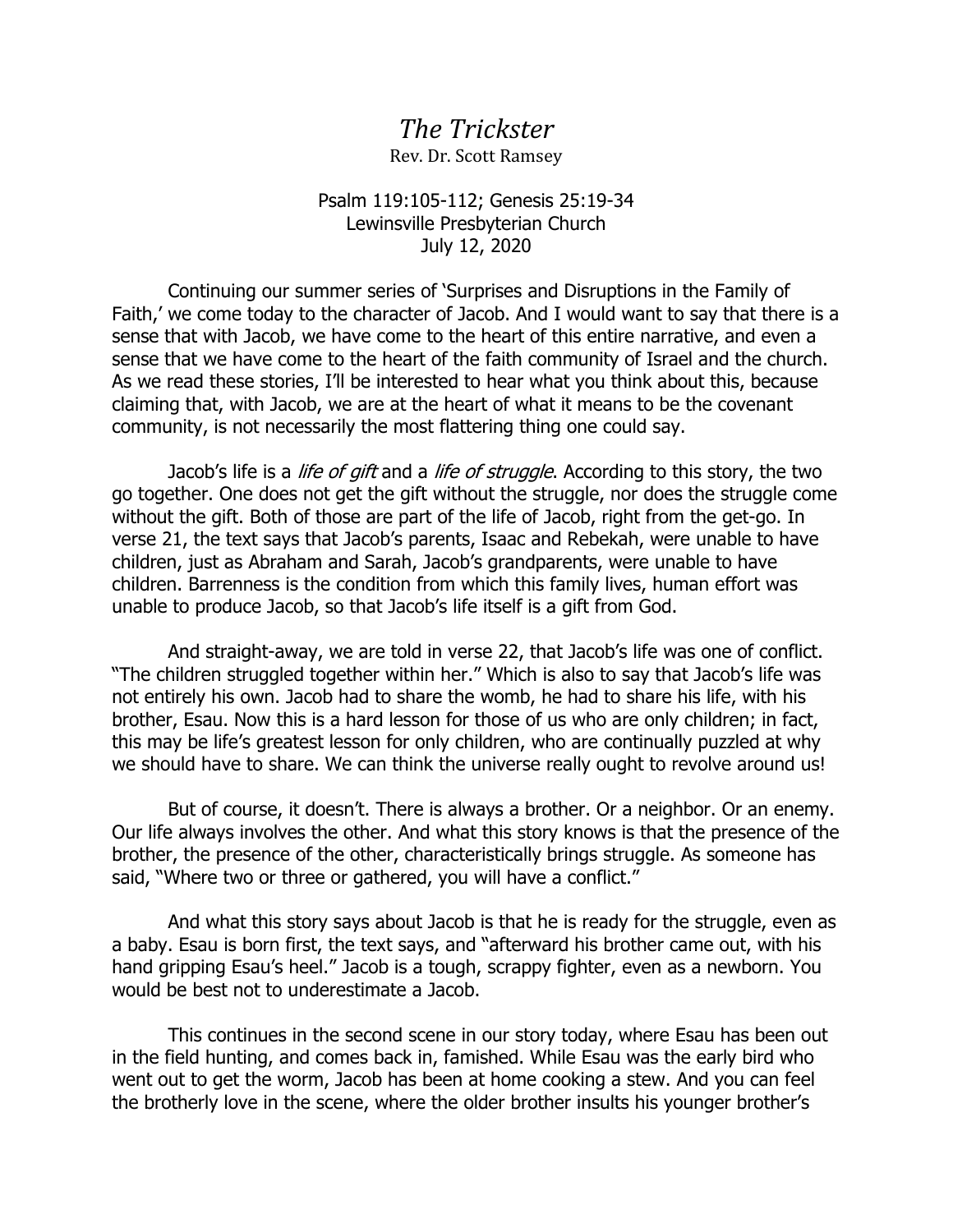# *The Trickster*

Rev. Dr. Scott Ramsey

Psalm 119:105-112; Genesis 25:19-34
Lewinsville Presbyterian Church
July 12, 2020

Continuing our summer series of 'Surprises and Disruptions in the Family of Faith,' we come today to the character of Jacob. And I would want to say that there is a sense that with Jacob, we have come to the heart of this entire narrative, and even a sense that we have come to the heart of the faith community of Israel and the church. As we read these stories, I'll be interested to hear what you think about this, because claiming that, with Jacob, we are at the heart of what it means to be the covenant community, is not necessarily the most flattering thing one could say.

Jacob's life is a *life of gift* and a *life of struggle*. According to this story, the two go together. One does not get the gift without the struggle, nor does the struggle come without the gift. Both of those are part of the life of Jacob, right from the get-go. In verse 21, the text says that Jacob's parents, Isaac and Rebekah, were unable to have children, just as Abraham and Sarah, Jacob's grandparents, were unable to have children. Barrenness is the condition from which this family lives, human effort was unable to produce Jacob, so that Jacob's life itself is a gift from God.

And straight-away, we are told in verse 22, that Jacob's life was one of conflict. "The children struggled together within her." Which is also to say that Jacob's life was not entirely his own. Jacob had to share the womb, he had to share his life, with his brother, Esau. Now this is a hard lesson for those of us who are only children; in fact, this may be life's greatest lesson for only children, who are continually puzzled at why we should have to share. We can think the universe really ought to revolve around us!

But of course, it doesn't. There is always a brother. Or a neighbor. Or an enemy. Our life always involves the other. And what this story knows is that the presence of the brother, the presence of the other, characteristically brings struggle. As someone has said, "Where two or three or gathered, you will have a conflict."

And what this story says about Jacob is that he is ready for the struggle, even as a baby. Esau is born first, the text says, and "afterward his brother came out, with his hand gripping Esau's heel." Jacob is a tough, scrappy fighter, even as a newborn. You would be best not to underestimate a Jacob.

This continues in the second scene in our story today, where Esau has been out in the field hunting, and comes back in, famished. While Esau was the early bird who went out to get the worm, Jacob has been at home cooking a stew. And you can feel the brotherly love in the scene, where the older brother insults his younger brother's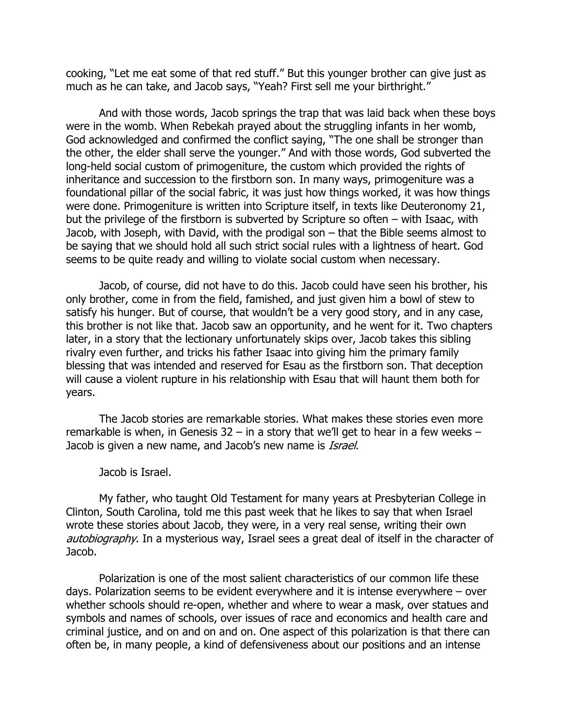cooking, "Let me eat some of that red stuff." But this younger brother can give just as much as he can take, and Jacob says, "Yeah? First sell me your birthright."

And with those words, Jacob springs the trap that was laid back when these boys were in the womb. When Rebekah prayed about the struggling infants in her womb, God acknowledged and confirmed the conflict saying, "The one shall be stronger than the other, the elder shall serve the younger." And with those words, God subverted the long-held social custom of primogeniture, the custom which provided the rights of inheritance and succession to the firstborn son. In many ways, primogeniture was a foundational pillar of the social fabric, it was just how things worked, it was how things were done. Primogeniture is written into Scripture itself, in texts like Deuteronomy 21, but the privilege of the firstborn is subverted by Scripture so often – with Isaac, with Jacob, with Joseph, with David, with the prodigal son – that the Bible seems almost to be saying that we should hold all such strict social rules with a lightness of heart. God seems to be quite ready and willing to violate social custom when necessary.

Jacob, of course, did not have to do this. Jacob could have seen his brother, his only brother, come in from the field, famished, and just given him a bowl of stew to satisfy his hunger. But of course, that wouldn't be a very good story, and in any case, this brother is not like that. Jacob saw an opportunity, and he went for it. Two chapters later, in a story that the lectionary unfortunately skips over, Jacob takes this sibling rivalry even further, and tricks his father Isaac into giving him the primary family blessing that was intended and reserved for Esau as the firstborn son. That deception will cause a violent rupture in his relationship with Esau that will haunt them both for years.

The Jacob stories are remarkable stories. What makes these stories even more remarkable is when, in Genesis 32 – in a story that we'll get to hear in a few weeks – Jacob is given a new name, and Jacob's new name is *Israel*.

Jacob is Israel.

My father, who taught Old Testament for many years at Presbyterian College in Clinton, South Carolina, told me this past week that he likes to say that when Israel wrote these stories about Jacob, they were, in a very real sense, writing their own *autobiography*. In a mysterious way, Israel sees a great deal of itself in the character of Jacob.

Polarization is one of the most salient characteristics of our common life these days. Polarization seems to be evident everywhere and it is intense everywhere – over whether schools should re-open, whether and where to wear a mask, over statues and symbols and names of schools, over issues of race and economics and health care and criminal justice, and on and on and on. One aspect of this polarization is that there can often be, in many people, a kind of defensiveness about our positions and an intense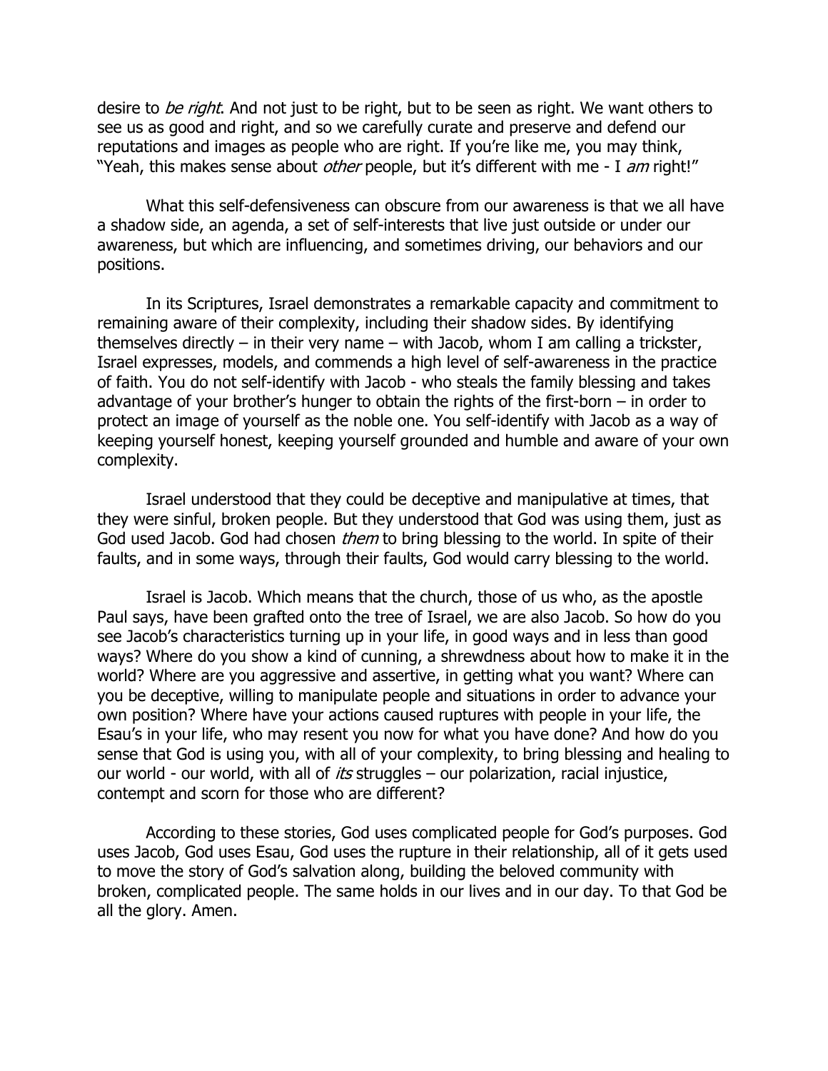desire to *be right*. And not just to be right, but to be seen as right. We want others to see us as good and right, and so we carefully curate and preserve and defend our reputations and images as people who are right. If you're like me, you may think, "Yeah, this makes sense about *other* people, but it's different with me - I *am* right!"

What this self-defensiveness can obscure from our awareness is that we all have a shadow side, an agenda, a set of self-interests that live just outside or under our awareness, but which are influencing, and sometimes driving, our behaviors and our positions.

In its Scriptures, Israel demonstrates a remarkable capacity and commitment to remaining aware of their complexity, including their shadow sides. By identifying themselves directly – in their very name – with Jacob, whom I am calling a trickster, Israel expresses, models, and commends a high level of self-awareness in the practice of faith. You do not self-identify with Jacob - who steals the family blessing and takes advantage of your brother's hunger to obtain the rights of the first-born – in order to protect an image of yourself as the noble one. You self-identify with Jacob as a way of keeping yourself honest, keeping yourself grounded and humble and aware of your own complexity.

Israel understood that they could be deceptive and manipulative at times, that they were sinful, broken people. But they understood that God was using them, just as God used Jacob. God had chosen *them* to bring blessing to the world. In spite of their faults, and in some ways, through their faults, God would carry blessing to the world.

Israel is Jacob. Which means that the church, those of us who, as the apostle Paul says, have been grafted onto the tree of Israel, we are also Jacob. So how do you see Jacob's characteristics turning up in your life, in good ways and in less than good ways? Where do you show a kind of cunning, a shrewdness about how to make it in the world? Where are you aggressive and assertive, in getting what you want? Where can you be deceptive, willing to manipulate people and situations in order to advance your own position? Where have your actions caused ruptures with people in your life, the Esau's in your life, who may resent you now for what you have done? And how do you sense that God is using you, with all of your complexity, to bring blessing and healing to our world - our world, with all of *its* struggles – our polarization, racial injustice, contempt and scorn for those who are different?

According to these stories, God uses complicated people for God's purposes. God uses Jacob, God uses Esau, God uses the rupture in their relationship, all of it gets used to move the story of God's salvation along, building the beloved community with broken, complicated people. The same holds in our lives and in our day. To that God be all the glory. Amen.